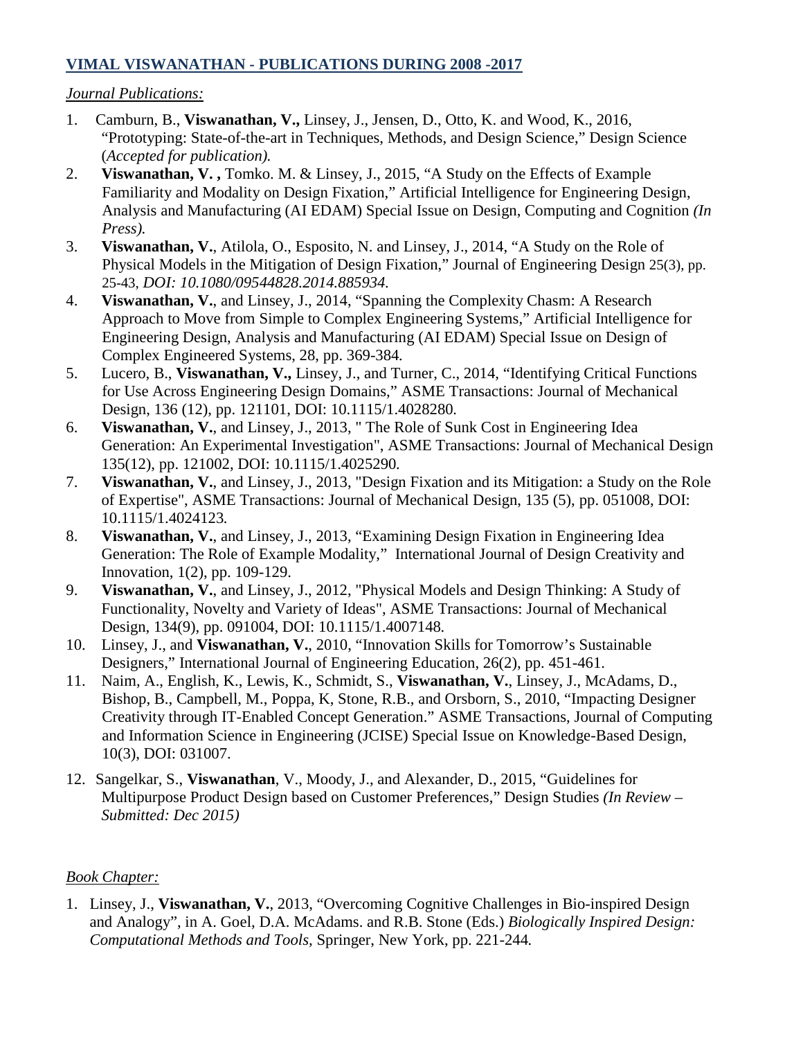## VIMAL VISWANATHAN - PUBLICATIONS DURING 2008 -2017

*Journal Publications:*

1. Camburn, B., **Viswanathan, V.,** Linsey, J., Jensen, D., Otto, K. and Wood, K., 2016, "Prototyping: State-of-the-art in Techniques, Methods, and Design Science," Design Science (*Accepted for publication).*
2. **Viswanathan, V. ,** Tomko. M. & Linsey, J., 2015, "A Study on the Effects of Example Familiarity and Modality on Design Fixation," Artificial Intelligence for Engineering Design, Analysis and Manufacturing (AI EDAM) Special Issue on Design, Computing and Cognition *(In Press).*
3. **Viswanathan, V.**, Atilola, O., Esposito, N. and Linsey, J., 2014, "A Study on the Role of Physical Models in the Mitigation of Design Fixation," Journal of Engineering Design 25(3), pp. 25-43, *DOI: 10.1080/09544828.2014.885934.*
4. **Viswanathan, V.**, and Linsey, J., 2014, "Spanning the Complexity Chasm: A Research Approach to Move from Simple to Complex Engineering Systems," Artificial Intelligence for Engineering Design, Analysis and Manufacturing (AI EDAM) Special Issue on Design of Complex Engineered Systems, 28, pp. 369-384.
5. Lucero, B., **Viswanathan, V.,** Linsey, J., and Turner, C., 2014, "Identifying Critical Functions for Use Across Engineering Design Domains," ASME Transactions: Journal of Mechanical Design, 136 (12), pp. 121101, DOI: 10.1115/1.4028280.
6. **Viswanathan, V.**, and Linsey, J., 2013, " The Role of Sunk Cost in Engineering Idea Generation: An Experimental Investigation", ASME Transactions: Journal of Mechanical Design 135(12), pp. 121002, DOI: 10.1115/1.4025290.
7. **Viswanathan, V.**, and Linsey, J., 2013, "Design Fixation and its Mitigation: a Study on the Role of Expertise", ASME Transactions: Journal of Mechanical Design, 135 (5), pp. 051008, DOI: 10.1115/1.4024123.
8. **Viswanathan, V.**, and Linsey, J., 2013, "Examining Design Fixation in Engineering Idea Generation: The Role of Example Modality," International Journal of Design Creativity and Innovation, 1(2), pp. 109-129.
9. **Viswanathan, V.**, and Linsey, J., 2012, "Physical Models and Design Thinking: A Study of Functionality, Novelty and Variety of Ideas", ASME Transactions: Journal of Mechanical Design, 134(9), pp. 091004, DOI: 10.1115/1.4007148.
10. Linsey, J., and **Viswanathan, V.**, 2010, "Innovation Skills for Tomorrow's Sustainable Designers," International Journal of Engineering Education, 26(2), pp. 451-461.
11. Naim, A., English, K., Lewis, K., Schmidt, S., **Viswanathan, V.**, Linsey, J., McAdams, D., Bishop, B., Campbell, M., Poppa, K, Stone, R.B., and Orsborn, S., 2010, "Impacting Designer Creativity through IT-Enabled Concept Generation." ASME Transactions, Journal of Computing and Information Science in Engineering (JCISE) Special Issue on Knowledge-Based Design, 10(3), DOI: 031007.
12. Sangelkar, S., **Viswanathan**, V., Moody, J., and Alexander, D., 2015, "Guidelines for Multipurpose Product Design based on Customer Preferences," Design Studies *(In Review – Submitted: Dec 2015)*

*Book Chapter:*

1. Linsey, J., **Viswanathan, V.**, 2013, "Overcoming Cognitive Challenges in Bio-inspired Design and Analogy", in A. Goel, D.A. McAdams. and R.B. Stone (Eds.) *Biologically Inspired Design: Computational Methods and Tools*, Springer, New York, pp. 221-244.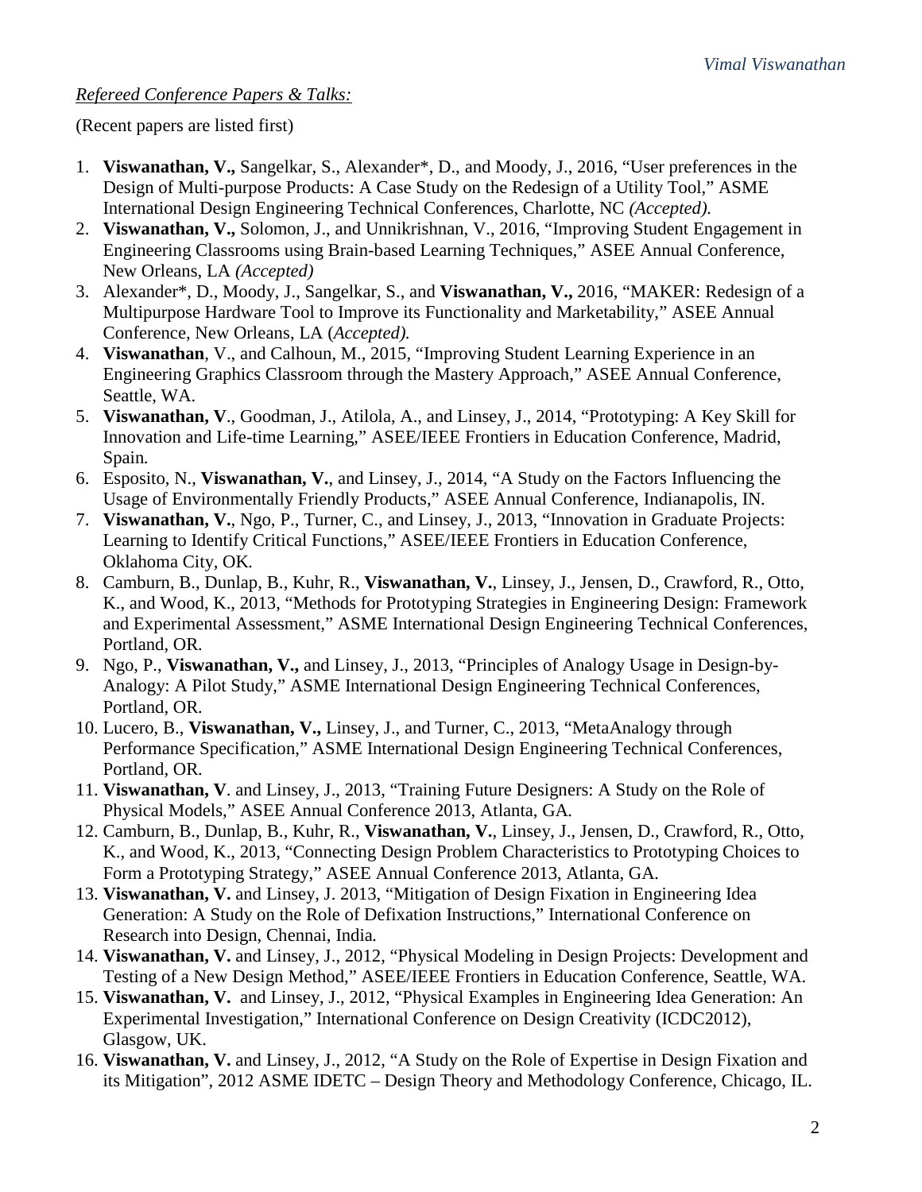*Refereed Conference Papers & Talks:*

(Recent papers are listed first)

1. **Viswanathan, V.,** Sangelkar, S., Alexander*, D., and Moody, J., 2016, "User preferences in the Design of Multi-purpose Products: A Case Study on the Redesign of a Utility Tool," ASME International Design Engineering Technical Conferences, Charlotte, NC *(Accepted).*
2. **Viswanathan, V.,** Solomon, J., and Unnikrishnan, V., 2016, "Improving Student Engagement in Engineering Classrooms using Brain-based Learning Techniques," ASEE Annual Conference, New Orleans, LA *(Accepted)*
3. Alexander*, D., Moody, J., Sangelkar, S., and **Viswanathan, V.,** 2016, "MAKER: Redesign of a Multipurpose Hardware Tool to Improve its Functionality and Marketability," ASEE Annual Conference, New Orleans, LA (*Accepted).*
4. **Viswanathan**, V., and Calhoun, M., 2015, "Improving Student Learning Experience in an Engineering Graphics Classroom through the Mastery Approach," ASEE Annual Conference, Seattle, WA.
5. **Viswanathan, V**., Goodman, J., Atilola, A., and Linsey, J., 2014, "Prototyping: A Key Skill for Innovation and Life-time Learning," ASEE/IEEE Frontiers in Education Conference, Madrid, Spain.
6. Esposito, N., **Viswanathan, V.**, and Linsey, J., 2014, "A Study on the Factors Influencing the Usage of Environmentally Friendly Products," ASEE Annual Conference, Indianapolis, IN.
7. **Viswanathan, V.**, Ngo, P., Turner, C., and Linsey, J., 2013, "Innovation in Graduate Projects: Learning to Identify Critical Functions," ASEE/IEEE Frontiers in Education Conference, Oklahoma City, OK.
8. Camburn, B., Dunlap, B., Kuhr, R., **Viswanathan, V.**, Linsey, J., Jensen, D., Crawford, R., Otto, K., and Wood, K., 2013, "Methods for Prototyping Strategies in Engineering Design: Framework and Experimental Assessment," ASME International Design Engineering Technical Conferences, Portland, OR.
9. Ngo, P., **Viswanathan, V.,** and Linsey, J., 2013, "Principles of Analogy Usage in Design-by-Analogy: A Pilot Study," ASME International Design Engineering Technical Conferences, Portland, OR.
10. Lucero, B., **Viswanathan, V.,** Linsey, J., and Turner, C., 2013, "MetaAnalogy through Performance Specification," ASME International Design Engineering Technical Conferences, Portland, OR.
11. **Viswanathan, V**. and Linsey, J., 2013, "Training Future Designers: A Study on the Role of Physical Models," ASEE Annual Conference 2013, Atlanta, GA.
12. Camburn, B., Dunlap, B., Kuhr, R., **Viswanathan, V.**, Linsey, J., Jensen, D., Crawford, R., Otto, K., and Wood, K., 2013, "Connecting Design Problem Characteristics to Prototyping Choices to Form a Prototyping Strategy," ASEE Annual Conference 2013, Atlanta, GA.
13. **Viswanathan, V.** and Linsey, J. 2013, "Mitigation of Design Fixation in Engineering Idea Generation: A Study on the Role of Defixation Instructions," International Conference on Research into Design, Chennai, India.
14. **Viswanathan, V.** and Linsey, J., 2012, "Physical Modeling in Design Projects: Development and Testing of a New Design Method," ASEE/IEEE Frontiers in Education Conference, Seattle, WA.
15. **Viswanathan, V.** and Linsey, J., 2012, "Physical Examples in Engineering Idea Generation: An Experimental Investigation," International Conference on Design Creativity (ICDC2012), Glasgow, UK.
16. **Viswanathan, V.** and Linsey, J., 2012, "A Study on the Role of Expertise in Design Fixation and its Mitigation", 2012 ASME IDETC – Design Theory and Methodology Conference, Chicago, IL.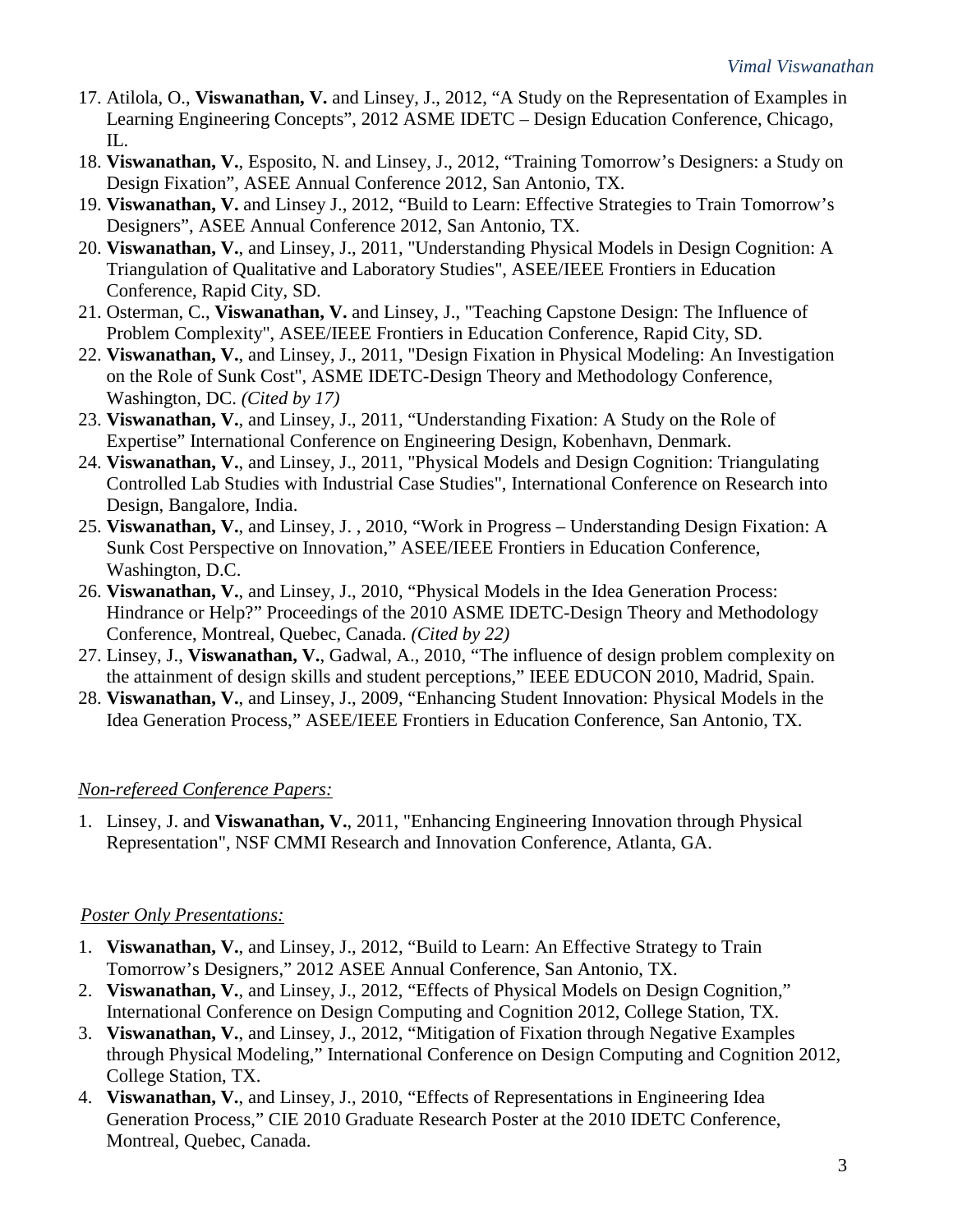17. Atilola, O., **Viswanathan, V.** and Linsey, J., 2012, "A Study on the Representation of Examples in Learning Engineering Concepts", 2012 ASME IDETC – Design Education Conference, Chicago, IL.
18. **Viswanathan, V.**, Esposito, N. and Linsey, J., 2012, "Training Tomorrow's Designers: a Study on Design Fixation", ASEE Annual Conference 2012, San Antonio, TX.
19. **Viswanathan, V.** and Linsey J., 2012, "Build to Learn: Effective Strategies to Train Tomorrow's Designers", ASEE Annual Conference 2012, San Antonio, TX.
20. **Viswanathan, V.**, and Linsey, J., 2011, "Understanding Physical Models in Design Cognition: A Triangulation of Qualitative and Laboratory Studies", ASEE/IEEE Frontiers in Education Conference, Rapid City, SD.
21. Osterman, C., **Viswanathan, V.** and Linsey, J., "Teaching Capstone Design: The Influence of Problem Complexity", ASEE/IEEE Frontiers in Education Conference, Rapid City, SD.
22. **Viswanathan, V.**, and Linsey, J., 2011, "Design Fixation in Physical Modeling: An Investigation on the Role of Sunk Cost", ASME IDETC-Design Theory and Methodology Conference, Washington, DC. *(Cited by 17)*
23. **Viswanathan, V.**, and Linsey, J., 2011, "Understanding Fixation: A Study on the Role of Expertise" International Conference on Engineering Design, Kobenhavn, Denmark.
24. **Viswanathan, V.**, and Linsey, J., 2011, "Physical Models and Design Cognition: Triangulating Controlled Lab Studies with Industrial Case Studies", International Conference on Research into Design, Bangalore, India.
25. **Viswanathan, V.**, and Linsey, J. , 2010, "Work in Progress – Understanding Design Fixation: A Sunk Cost Perspective on Innovation," ASEE/IEEE Frontiers in Education Conference, Washington, D.C.
26. **Viswanathan, V.**, and Linsey, J., 2010, "Physical Models in the Idea Generation Process: Hindrance or Help?" Proceedings of the 2010 ASME IDETC-Design Theory and Methodology Conference, Montreal, Quebec, Canada. *(Cited by 22)*
27. Linsey, J., **Viswanathan, V.**, Gadwal, A., 2010, "The influence of design problem complexity on the attainment of design skills and student perceptions," IEEE EDUCON 2010, Madrid, Spain.
28. **Viswanathan, V.**, and Linsey, J., 2009, "Enhancing Student Innovation: Physical Models in the Idea Generation Process," ASEE/IEEE Frontiers in Education Conference, San Antonio, TX.

*Non-refereed Conference Papers:*

1. Linsey, J. and **Viswanathan, V.**, 2011, "Enhancing Engineering Innovation through Physical Representation", NSF CMMI Research and Innovation Conference, Atlanta, GA.

*Poster Only Presentations:*

1. **Viswanathan, V.**, and Linsey, J., 2012, "Build to Learn: An Effective Strategy to Train Tomorrow's Designers," 2012 ASEE Annual Conference, San Antonio, TX.
2. **Viswanathan, V.**, and Linsey, J., 2012, "Effects of Physical Models on Design Cognition," International Conference on Design Computing and Cognition 2012, College Station, TX.
3. **Viswanathan, V.**, and Linsey, J., 2012, "Mitigation of Fixation through Negative Examples through Physical Modeling," International Conference on Design Computing and Cognition 2012, College Station, TX.
4. **Viswanathan, V.**, and Linsey, J., 2010, "Effects of Representations in Engineering Idea Generation Process," CIE 2010 Graduate Research Poster at the 2010 IDETC Conference, Montreal, Quebec, Canada.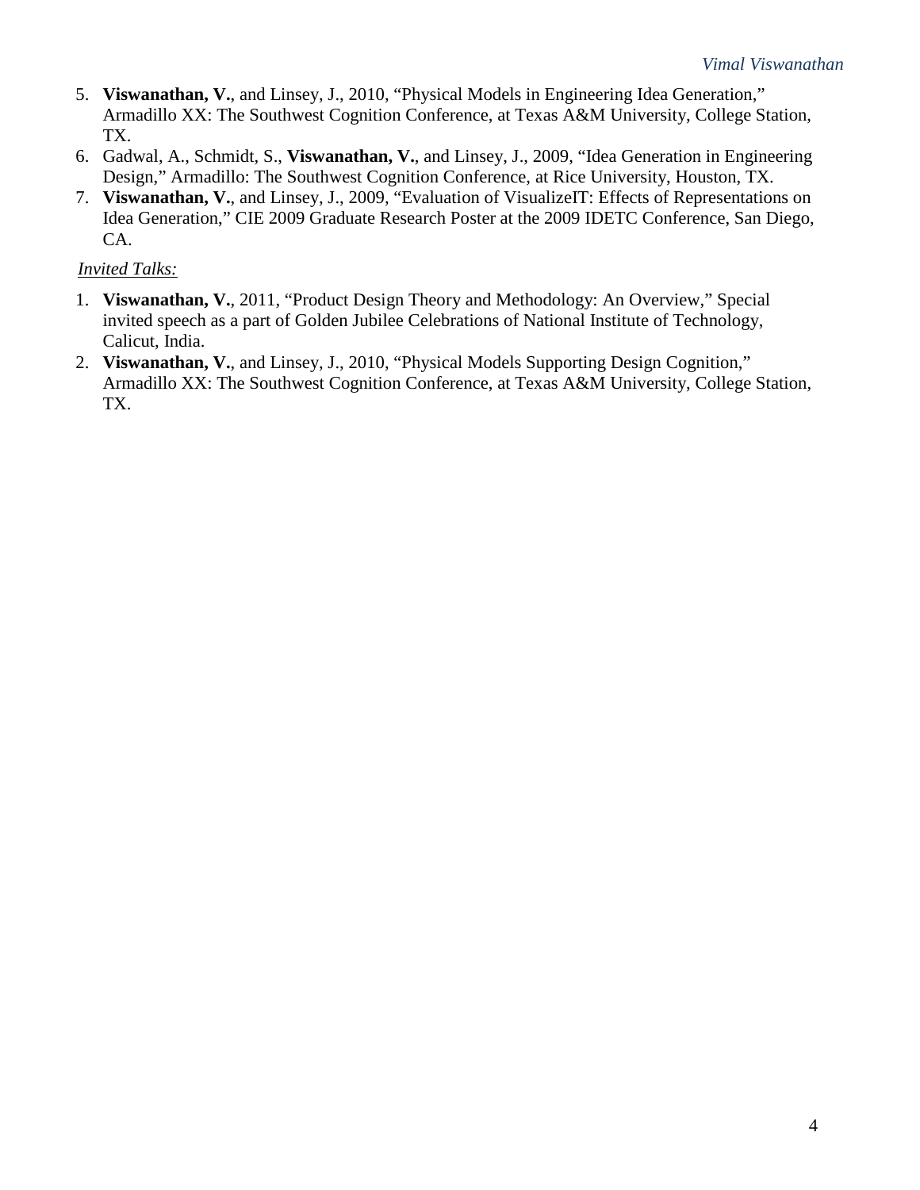5. **Viswanathan, V.**, and Linsey, J., 2010, "Physical Models in Engineering Idea Generation," Armadillo XX: The Southwest Cognition Conference, at Texas A&M University, College Station, TX.
6. Gadwal, A., Schmidt, S., **Viswanathan, V.**, and Linsey, J., 2009, "Idea Generation in Engineering Design," Armadillo: The Southwest Cognition Conference, at Rice University, Houston, TX.
7. **Viswanathan, V.**, and Linsey, J., 2009, "Evaluation of VisualizeIT: Effects of Representations on Idea Generation," CIE 2009 Graduate Research Poster at the 2009 IDETC Conference, San Diego, CA.

*Invited Talks:*

1. **Viswanathan, V.**, 2011, "Product Design Theory and Methodology: An Overview," Special invited speech as a part of Golden Jubilee Celebrations of National Institute of Technology, Calicut, India.
2. **Viswanathan, V.**, and Linsey, J., 2010, "Physical Models Supporting Design Cognition," Armadillo XX: The Southwest Cognition Conference, at Texas A&M University, College Station, TX.